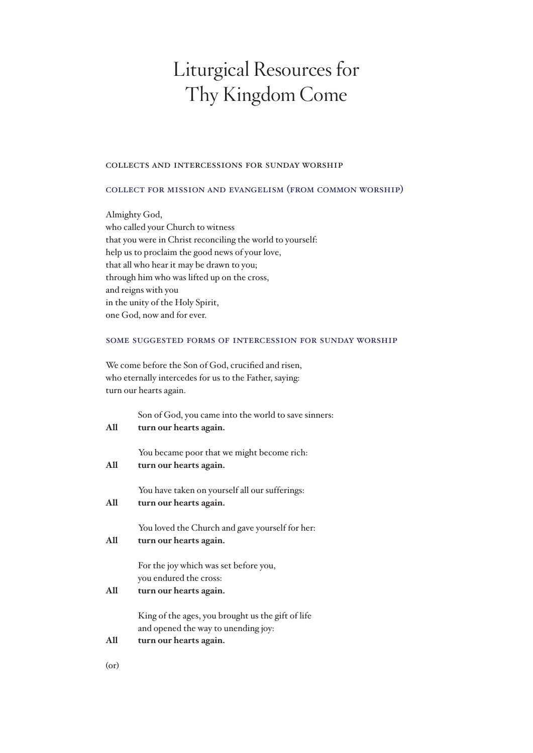# Liturgical Resources for Thy Kingdom Come

## COLLECTS AND INTERCESSIONS FOR SUNDAY WORSHIP

### COLLECT FOR MISSION AND EVANGELISM (FROM COMMON WORSHIP)

Almighty God,  
who called your Church to witness  
that you were in Christ reconciling the world to yourself:  
help us to proclaim the good news of your love,  
that all who hear it may be drawn to you;  
through him who was lifted up on the cross,  
and reigns with you  
in the unity of the Holy Spirit,  
one God, now and for ever.

### SOME SUGGESTED FORMS OF INTERCESSION FOR SUNDAY WORSHIP

We come before the Son of God, crucified and risen,  
who eternally intercedes for us to the Father, saying:  
turn our hearts again.

Son of God, you came into the world to save sinners:  
**All** **turn our hearts again.**

You became poor that we might become rich:  
**All** **turn our hearts again.**

You have taken on yourself all our sufferings:  
**All** **turn our hearts again.**

You loved the Church and gave yourself for her:  
**All** **turn our hearts again.**

For the joy which was set before you,  
you endured the cross:  
**All** **turn our hearts again.**

King of the ages, you brought us the gift of life  
and opened the way to unending joy:  
**All** **turn our hearts again.**

(or)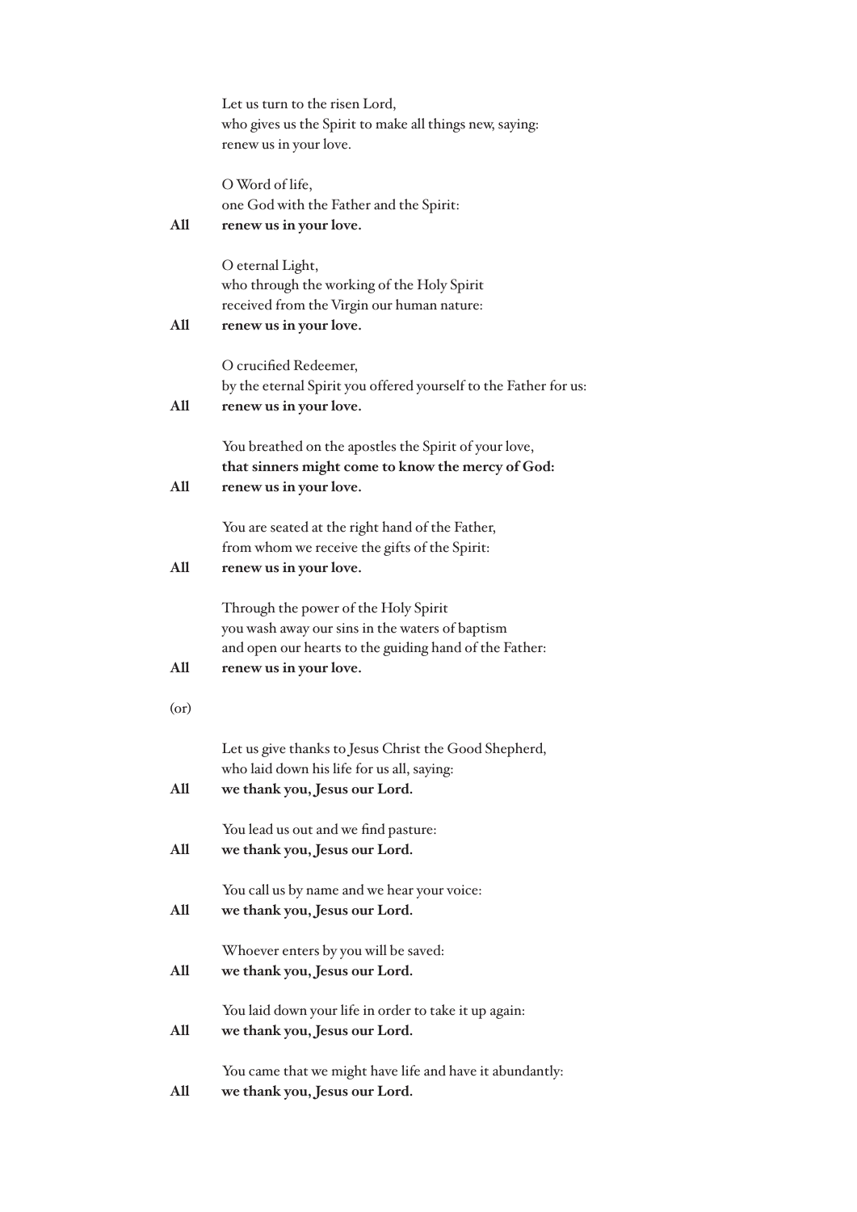Let us turn to the risen Lord,
who gives us the Spirit to make all things new, saying:
renew us in your love.

O Word of life,
one God with the Father and the Spirit:
**All** **renew us in your love.**

O eternal Light,
who through the working of the Holy Spirit
received from the Virgin our human nature:
**All** **renew us in your love.**

O crucified Redeemer,
by the eternal Spirit you offered yourself to the Father for us:
**All** **renew us in your love.**

You breathed on the apostles the Spirit of your love,
**that sinners might come to know the mercy of God:**
**All** **renew us in your love.**

You are seated at the right hand of the Father,
from whom we receive the gifts of the Spirit:
**All** **renew us in your love.**

Through the power of the Holy Spirit
you wash away our sins in the waters of baptism
and open our hearts to the guiding hand of the Father:
**All** **renew us in your love.**

(or)

Let us give thanks to Jesus Christ the Good Shepherd,
who laid down his life for us all, saying:
**All** **we thank you, Jesus our Lord.**

You lead us out and we find pasture:
**All** **we thank you, Jesus our Lord.**

You call us by name and we hear your voice:
**All** **we thank you, Jesus our Lord.**

Whoever enters by you will be saved:
**All** **we thank you, Jesus our Lord.**

You laid down your life in order to take it up again:
**All** **we thank you, Jesus our Lord.**

You came that we might have life and have it abundantly:
**All** **we thank you, Jesus our Lord.**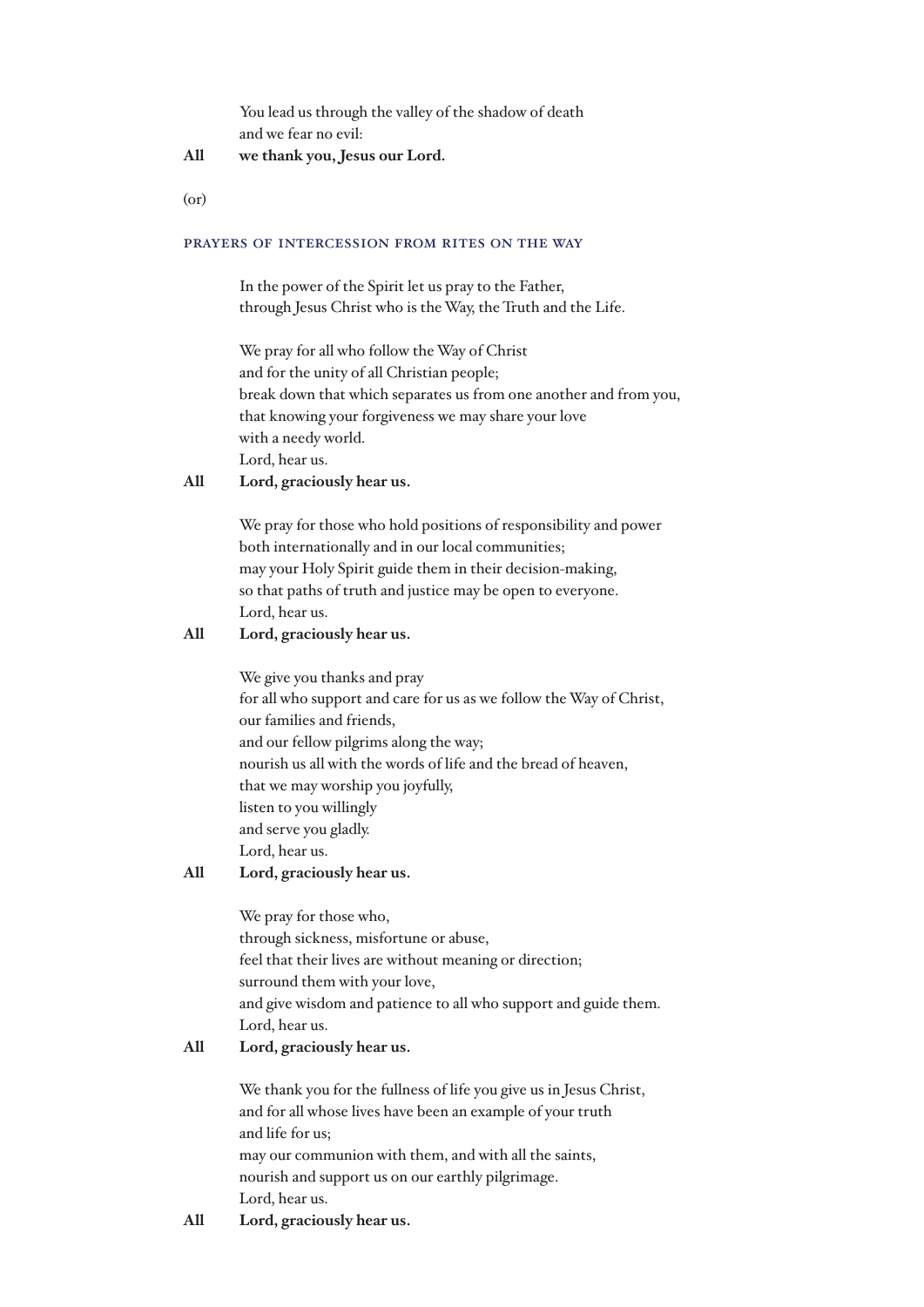You lead us through the valley of the shadow of death
and we fear no evil:

**All** **we thank you, Jesus our Lord.**

(or)

### PRAYERS OF INTERCESSION FROM RITES ON THE WAY

In the power of the Spirit let us pray to the Father,
through Jesus Christ who is the Way, the Truth and the Life.

We pray for all who follow the Way of Christ
and for the unity of all Christian people;
break down that which separates us from one another and from you,
that knowing your forgiveness we may share your love
with a needy world.
Lord, hear us.

**All** **Lord, graciously hear us.**

We pray for those who hold positions of responsibility and power
both internationally and in our local communities;
may your Holy Spirit guide them in their decision-making,
so that paths of truth and justice may be open to everyone.
Lord, hear us.

**All** **Lord, graciously hear us.**

We give you thanks and pray
for all who support and care for us as we follow the Way of Christ,
our families and friends,
and our fellow pilgrims along the way;
nourish us all with the words of life and the bread of heaven,
that we may worship you joyfully,
listen to you willingly
and serve you gladly.
Lord, hear us.

**All** **Lord, graciously hear us.**

We pray for those who,
through sickness, misfortune or abuse,
feel that their lives are without meaning or direction;
surround them with your love,
and give wisdom and patience to all who support and guide them.
Lord, hear us.

**All** **Lord, graciously hear us.**

We thank you for the fullness of life you give us in Jesus Christ,
and for all whose lives have been an example of your truth
and life for us;
may our communion with them, and with all the saints,
nourish and support us on our earthly pilgrimage.
Lord, hear us.

**All** **Lord, graciously hear us.**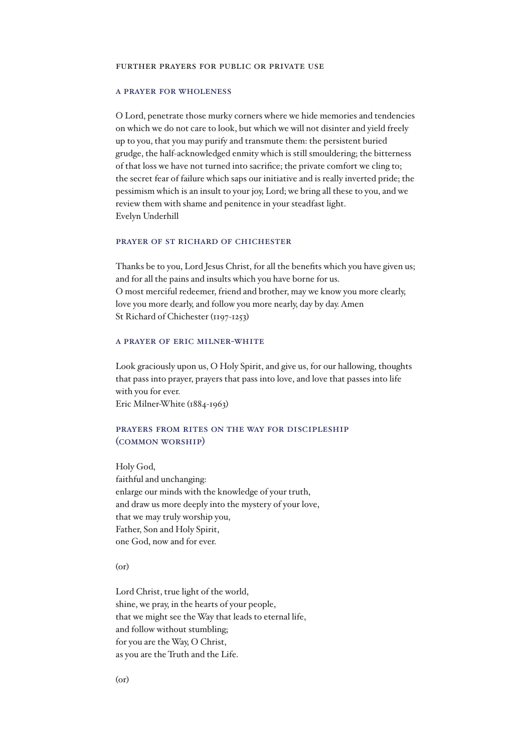## FURTHER PRAYERS FOR PUBLIC OR PRIVATE USE

### A PRAYER FOR WHOLENESS

O Lord, penetrate those murky corners where we hide memories and tendencies on which we do not care to look, but which we will not disinter and yield freely up to you, that you may purify and transmute them: the persistent buried grudge, the half-acknowledged enmity which is still smouldering; the bitterness of that loss we have not turned into sacrifice; the private comfort we cling to; the secret fear of failure which saps our initiative and is really inverted pride; the pessimism which is an insult to your joy, Lord; we bring all these to you, and we review them with shame and penitence in your steadfast light.
Evelyn Underhill

### PRAYER OF ST RICHARD OF CHICHESTER

Thanks be to you, Lord Jesus Christ, for all the benefits which you have given us; and for all the pains and insults which you have borne for us.
O most merciful redeemer, friend and brother, may we know you more clearly, love you more dearly, and follow you more nearly, day by day. Amen
St Richard of Chichester (1197-1253)

### A PRAYER OF ERIC MILNER-WHITE

Look graciously upon us, O Holy Spirit, and give us, for our hallowing, thoughts that pass into prayer, prayers that pass into love, and love that passes into life with you for ever.
Eric Milner-White (1884-1963)

### PRAYERS FROM RITES ON THE WAY FOR DISCIPLESHIP (COMMON WORSHIP)

Holy God,
faithful and unchanging:
enlarge our minds with the knowledge of your truth,
and draw us more deeply into the mystery of your love,
that we may truly worship you,
Father, Son and Holy Spirit,
one God, now and for ever.

(or)

Lord Christ, true light of the world,
shine, we pray, in the hearts of your people,
that we might see the Way that leads to eternal life,
and follow without stumbling;
for you are the Way, O Christ,
as you are the Truth and the Life.

(or)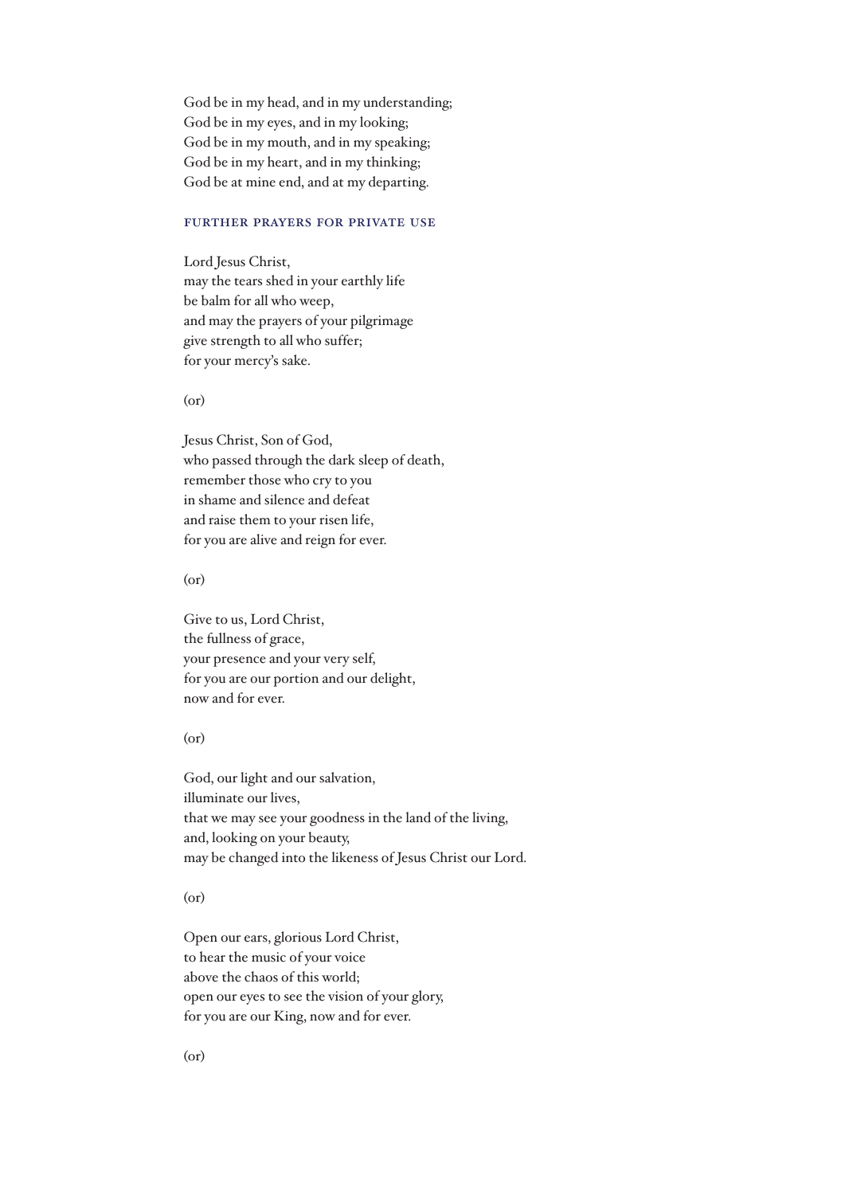God be in my head, and in my understanding;  
God be in my eyes, and in my looking;  
God be in my mouth, and in my speaking;  
God be in my heart, and in my thinking;  
God be at mine end, and at my departing.

### FURTHER PRAYERS FOR PRIVATE USE

Lord Jesus Christ,  
may the tears shed in your earthly life  
be balm for all who weep,  
and may the prayers of your pilgrimage  
give strength to all who suffer;  
for your mercy's sake.

(or)

Jesus Christ, Son of God,  
who passed through the dark sleep of death,  
remember those who cry to you  
in shame and silence and defeat  
and raise them to your risen life,  
for you are alive and reign for ever.

(or)

Give to us, Lord Christ,  
the fullness of grace,  
your presence and your very self,  
for you are our portion and our delight,  
now and for ever.

(or)

God, our light and our salvation,  
illuminate our lives,  
that we may see your goodness in the land of the living,  
and, looking on your beauty,  
may be changed into the likeness of Jesus Christ our Lord.

(or)

Open our ears, glorious Lord Christ,  
to hear the music of your voice  
above the chaos of this world;  
open our eyes to see the vision of your glory,  
for you are our King, now and for ever.

(or)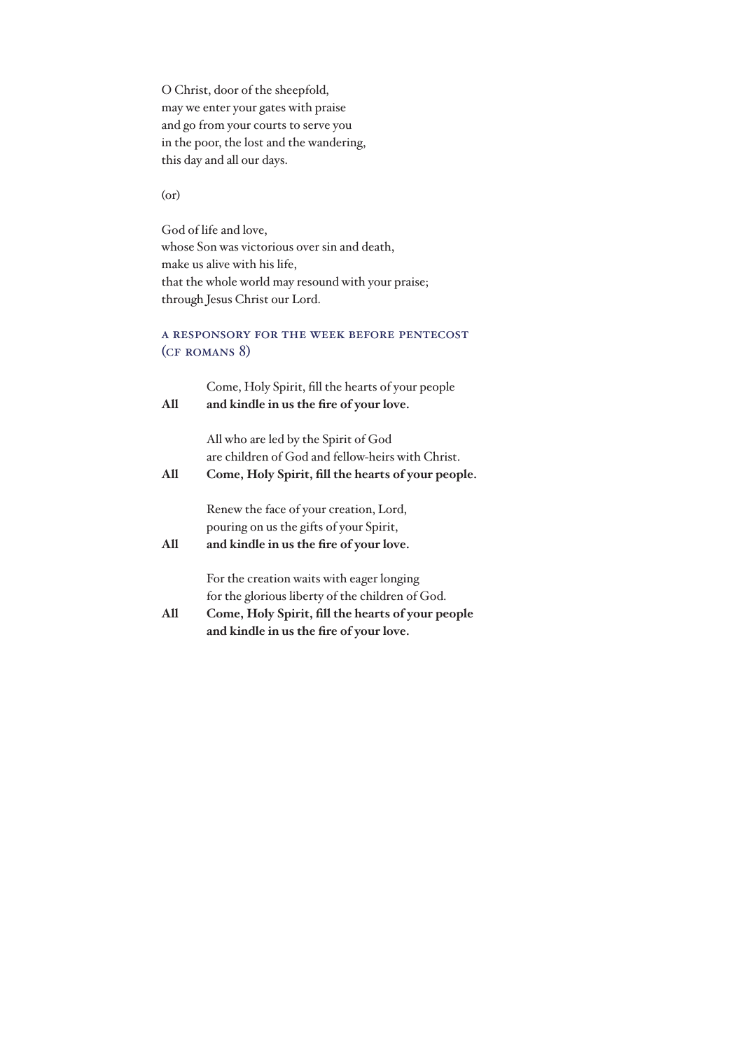O Christ, door of the sheepfold,
may we enter your gates with praise
and go from your courts to serve you
in the poor, the lost and the wandering,
this day and all our days.

(or)

God of life and love,
whose Son was victorious over sin and death,
make us alive with his life,
that the whole world may resound with your praise;
through Jesus Christ our Lord.

### A RESPONSORY FOR THE WEEK BEFORE PENTECOST (CF ROMANS 8)

Come, Holy Spirit, fill the hearts of your people
**All** **and kindle in us the fire of your love.**

All who are led by the Spirit of God
are children of God and fellow-heirs with Christ.
**All** **Come, Holy Spirit, fill the hearts of your people.**

Renew the face of your creation, Lord,
pouring on us the gifts of your Spirit,
**All** **and kindle in us the fire of your love.**

For the creation waits with eager longing
for the glorious liberty of the children of God.
**All** **Come, Holy Spirit, fill the hearts of your people**
**and kindle in us the fire of your love.**